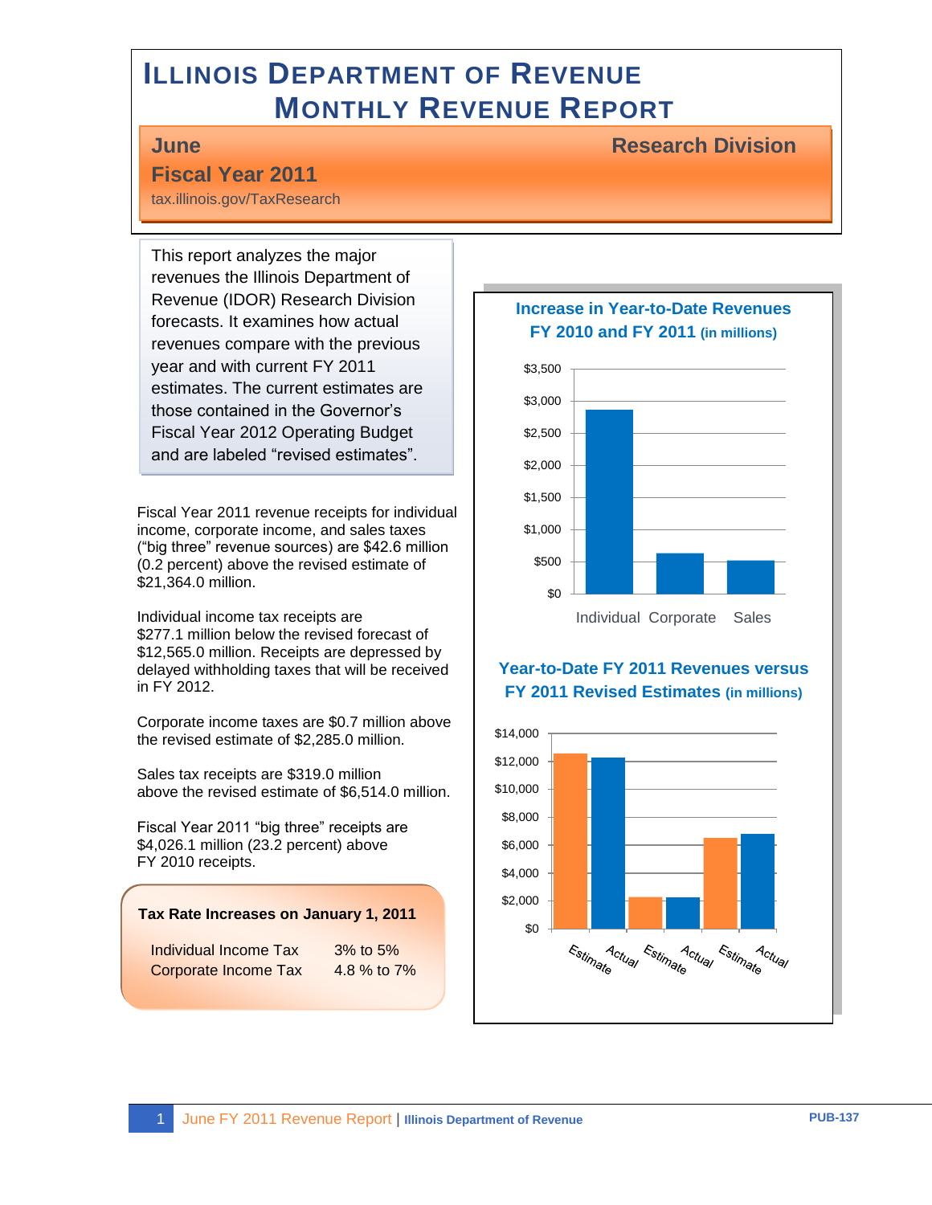# ILLINOIS DEPARTMENT OF REVENUE MONTHLY REVENUE REPORT

**June** | **Research Division**

**Fiscal Year 2011**

tax.illinois.gov/TaxResearch

This report analyzes the major revenues the Illinois Department of Revenue (IDOR) Research Division forecasts. It examines how actual revenues compare with the previous year and with current FY 2011 estimates. The current estimates are those contained in the Governor's Fiscal Year 2012 Operating Budget and are labeled "revised estimates".

Fiscal Year 2011 revenue receipts for individual income, corporate income, and sales taxes ("big three" revenue sources) are $42.6 million (0.2 percent) above the revised estimate of $21,364.0 million.

Individual income tax receipts are $277.1 million below the revised forecast of $12,565.0 million. Receipts are depressed by delayed withholding taxes that will be received in FY 2012.

Corporate income taxes are $0.7 million above the revised estimate of $2,285.0 million.

Sales tax receipts are $319.0 million above the revised estimate of $6,514.0 million.

Fiscal Year 2011 "big three" receipts are $4,026.1 million (23.2 percent) above FY 2010 receipts.

**Tax Rate Increases on January 1, 2011**

| | |
|---|---|
| Individual Income Tax | 3% to 5% |
| Corporate Income Tax | 4.8 % to 7% |

**Increase in Year-to-Date Revenues FY 2010 and FY 2011** (in millions)

**Year-to-Date FY 2011 Revenues versus FY 2011 Revised Estimates** (in millions)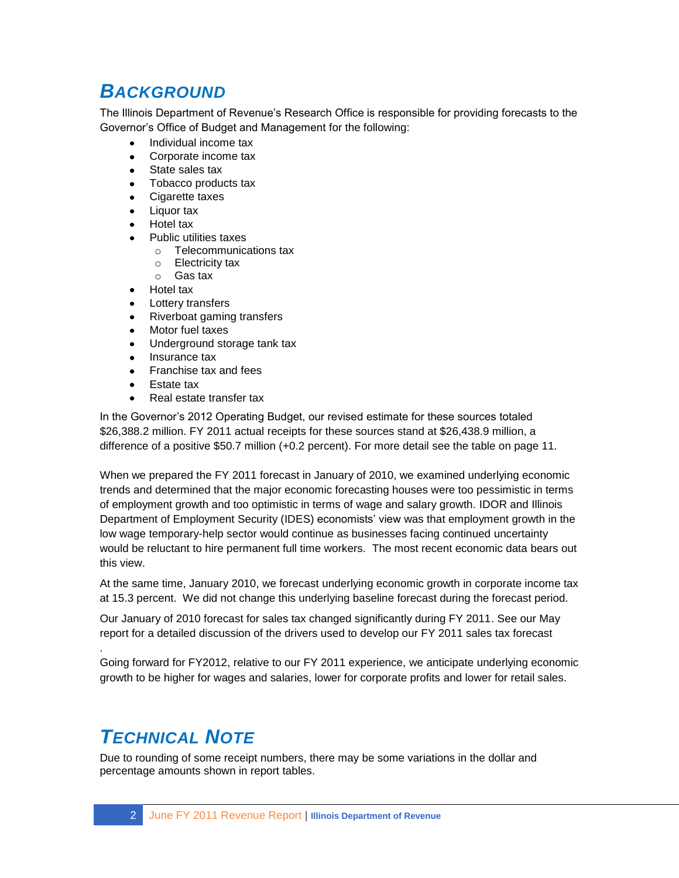## Background

The Illinois Department of Revenue's Research Office is responsible for providing forecasts to the Governor's Office of Budget and Management for the following:

- Individual income tax
- Corporate income tax
- State sales tax
- Tobacco products tax
- Cigarette taxes
- Liquor tax
- Hotel tax
- Public utilities taxes
  - Telecommunications tax
  - Electricity tax
  - Gas tax
- Hotel tax
- Lottery transfers
- Riverboat gaming transfers
- Motor fuel taxes
- Underground storage tank tax
- Insurance tax
- Franchise tax and fees
- Estate tax
- Real estate transfer tax

In the Governor's 2012 Operating Budget, our revised estimate for these sources totaled $26,388.2 million. FY 2011 actual receipts for these sources stand at $26,438.9 million, a difference of a positive $50.7 million (+0.2 percent). For more detail see the table on page 11.

When we prepared the FY 2011 forecast in January of 2010, we examined underlying economic trends and determined that the major economic forecasting houses were too pessimistic in terms of employment growth and too optimistic in terms of wage and salary growth. IDOR and Illinois Department of Employment Security (IDES) economists' view was that employment growth in the low wage temporary-help sector would continue as businesses facing continued uncertainty would be reluctant to hire permanent full time workers. The most recent economic data bears out this view.

At the same time, January 2010, we forecast underlying economic growth in corporate income tax at 15.3 percent. We did not change this underlying baseline forecast during the forecast period.

Our January of 2010 forecast for sales tax changed significantly during FY 2011. See our May report for a detailed discussion of the drivers used to develop our FY 2011 sales tax forecast

.

Going forward for FY2012, relative to our FY 2011 experience, we anticipate underlying economic growth to be higher for wages and salaries, lower for corporate profits and lower for retail sales.

## Technical Note

Due to rounding of some receipt numbers, there may be some variations in the dollar and percentage amounts shown in report tables.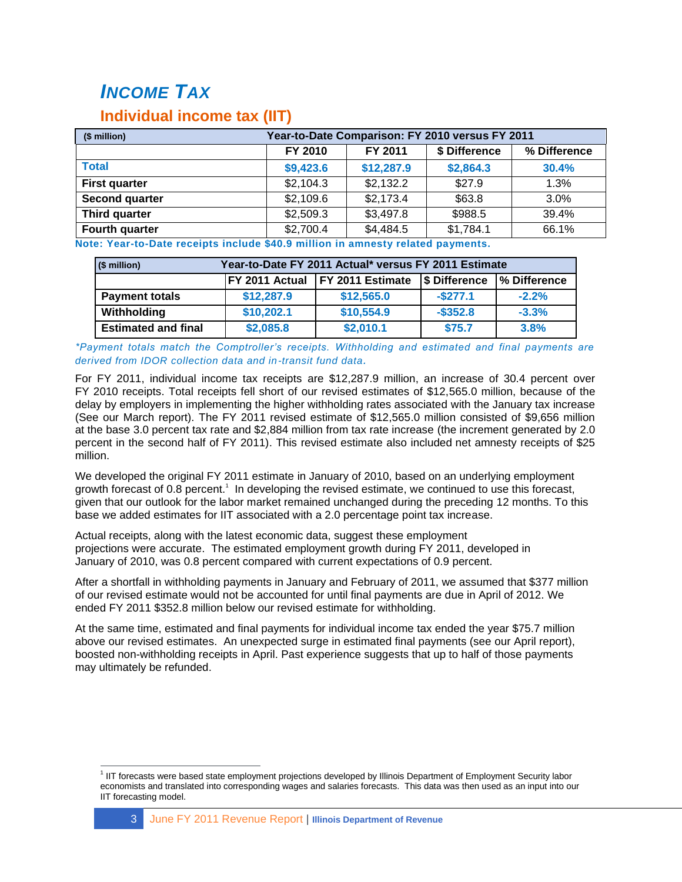# INCOME TAX

## Individual income tax (IIT)

| ($ million) | Year-to-Date Comparison: FY 2010 versus FY 2011 | | | |
|---|---|---|---|---|
| | FY 2010 | FY 2011 | $ Difference | % Difference |
| **Total** | **$9,423.6** | **$12,287.9** | **$2,864.3** | **30.4%** |
| **First quarter** | $2,104.3 | $2,132.2 | $27.9 | 1.3% |
| **Second quarter** | $2,109.6 | $2,173.4 | $63.8 | 3.0% |
| **Third quarter** | $2,509.3 | $3,497.8 | $988.5 | 39.4% |
| **Fourth quarter** | $2,700.4 | $4,484.5 | $1,784.1 | 66.1% |

**Note: Year-to-Date receipts include $40.9 million in amnesty related payments.**

| ($ million) | Year-to-Date FY 2011 Actual* versus FY 2011 Estimate | | | |
|---|---|---|---|---|
| | FY 2011 Actual | FY 2011 Estimate | $ Difference | % Difference |
| **Payment totals** | **$12,287.9** | **$12,565.0** | **-$277.1** | **-2.2%** |
| **Withholding** | **$10,202.1** | **$10,554.9** | **-$352.8** | **-3.3%** |
| **Estimated and final** | **$2,085.8** | **$2,010.1** | **$75.7** | **3.8%** |

*\*Payment totals match the Comptroller's receipts. Withholding and estimated and final payments are derived from IDOR collection data and in-transit fund data.*

For FY 2011, individual income tax receipts are $12,287.9 million, an increase of 30.4 percent over FY 2010 receipts. Total receipts fell short of our revised estimates of $12,565.0 million, because of the delay by employers in implementing the higher withholding rates associated with the January tax increase (See our March report). The FY 2011 revised estimate of $12,565.0 million consisted of $9,656 million at the base 3.0 percent tax rate and $2,884 million from tax rate increase (the increment generated by 2.0 percent in the second half of FY 2011). This revised estimate also included net amnesty receipts of $25 million.

We developed the original FY 2011 estimate in January of 2010, based on an underlying employment growth forecast of 0.8 percent.[1] In developing the revised estimate, we continued to use this forecast, given that our outlook for the labor market remained unchanged during the preceding 12 months. To this base we added estimates for IIT associated with a 2.0 percentage point tax increase.

Actual receipts, along with the latest economic data, suggest these employment projections were accurate. The estimated employment growth during FY 2011, developed in January of 2010, was 0.8 percent compared with current expectations of 0.9 percent.

After a shortfall in withholding payments in January and February of 2011, we assumed that $377 million of our revised estimate would not be accounted for until final payments are due in April of 2012. We ended FY 2011 $352.8 million below our revised estimate for withholding.

At the same time, estimated and final payments for individual income tax ended the year $75.7 million above our revised estimates. An unexpected surge in estimated final payments (see our April report), boosted non-withholding receipts in April. Past experience suggests that up to half of those payments may ultimately be refunded.

[1] IIT forecasts were based state employment projections developed by Illinois Department of Employment Security labor economists and translated into corresponding wages and salaries forecasts. This data was then used as an input into our IIT forecasting model.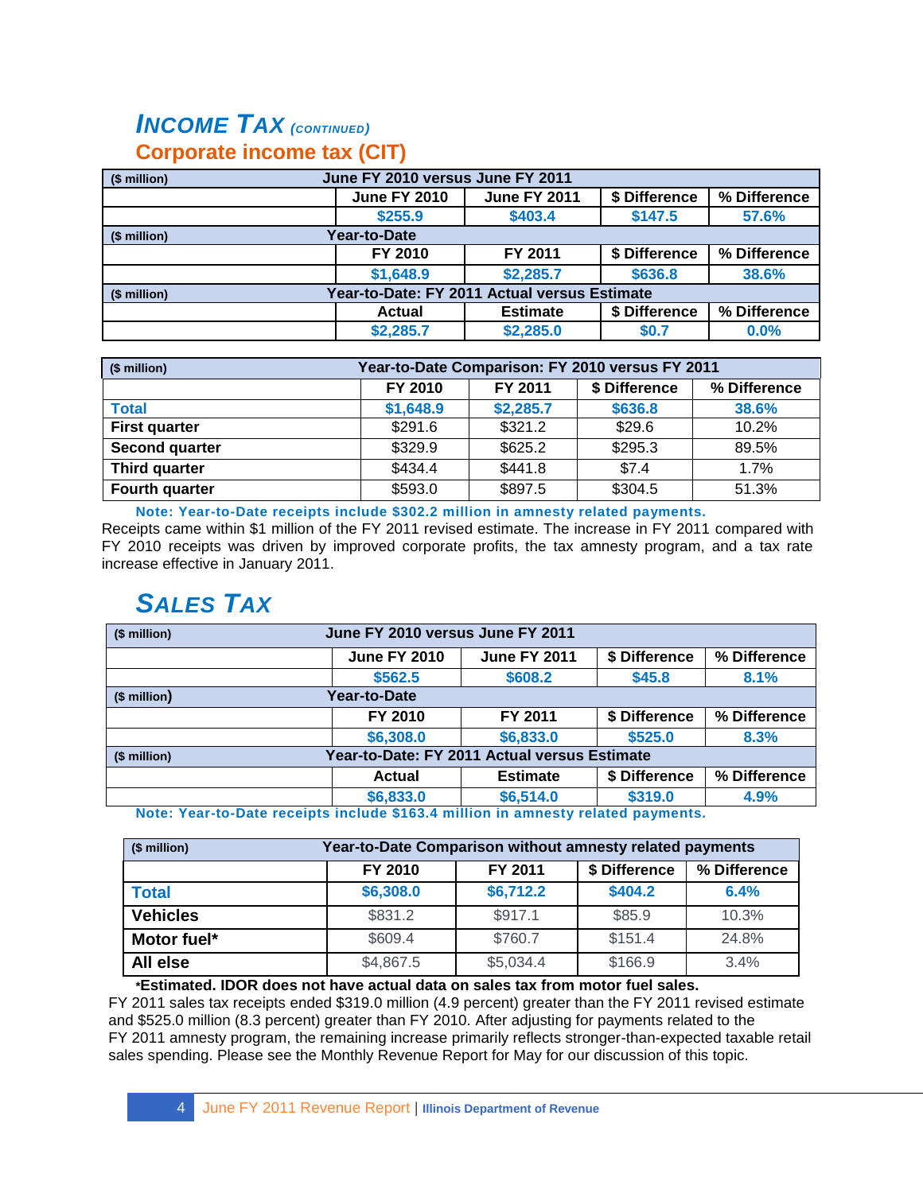# INCOME TAX *(CONTINUED)*

## Corporate income tax (CIT)

| ($ million) | June FY 2010 versus June FY 2011 | | | |
|---|---|---|---|---|
| | June FY 2010 | June FY 2011 | $ Difference | % Difference |
| | $255.9 | $403.4 | $147.5 | 57.6% |
| **($ million)** | **Year-to-Date** | | | |
| | FY 2010 | FY 2011 | $ Difference | % Difference |
| | $1,648.9 | $2,285.7 | $636.8 | 38.6% |
| **($ million)** | **Year-to-Date: FY 2011 Actual versus Estimate** | | | |
| | Actual | Estimate | $ Difference | % Difference |
| | $2,285.7 | $2,285.0 | $0.7 | 0.0% |

| ($ million) | Year-to-Date Comparison: FY 2010 versus FY 2011 | | | |
|---|---|---|---|---|
| | FY 2010 | FY 2011 | $ Difference | % Difference |
| **Total** | **$1,648.9** | **$2,285.7** | **$636.8** | **38.6%** |
| **First quarter** | $291.6 | $321.2 | $29.6 | 10.2% |
| **Second quarter** | $329.9 | $625.2 | $295.3 | 89.5% |
| **Third quarter** | $434.4 | $441.8 | $7.4 | 1.7% |
| **Fourth quarter** | $593.0 | $897.5 | $304.5 | 51.3% |

**Note: Year-to-Date receipts include $302.2 million in amnesty related payments.**

Receipts came within $1 million of the FY 2011 revised estimate. The increase in FY 2011 compared with FY 2010 receipts was driven by improved corporate profits, the tax amnesty program, and a tax rate increase effective in January 2011.

# SALES TAX

| ($ million) | June FY 2010 versus June FY 2011 | | | |
|---|---|---|---|---|
| | June FY 2010 | June FY 2011 | $ Difference | % Difference |
| | $562.5 | $608.2 | $45.8 | 8.1% |
| **($ million)** | **Year-to-Date** | | | |
| | FY 2010 | FY 2011 | $ Difference | % Difference |
| | $6,308.0 | $6,833.0 | $525.0 | 8.3% |
| **($ million)** | **Year-to-Date: FY 2011 Actual versus Estimate** | | | |
| | Actual | Estimate | $ Difference | % Difference |
| | $6,833.0 | $6,514.0 | $319.0 | 4.9% |

**Note: Year-to-Date receipts include $163.4 million in amnesty related payments.**

| ($ million) | Year-to-Date Comparison without amnesty related payments | | | |
|---|---|---|---|---|
| | FY 2010 | FY 2011 | $ Difference | % Difference |
| **Total** | **$6,308.0** | **$6,712.2** | **$404.2** | **6.4%** |
| **Vehicles** | $831.2 | $917.1 | $85.9 | 10.3% |
| **Motor fuel*** | $609.4 | $760.7 | $151.4 | 24.8% |
| **All else** | $4,867.5 | $5,034.4 | $166.9 | 3.4% |

**\*Estimated. IDOR does not have actual data on sales tax from motor fuel sales.**

FY 2011 sales tax receipts ended $319.0 million (4.9 percent) greater than the FY 2011 revised estimate and $525.0 million (8.3 percent) greater than FY 2010. After adjusting for payments related to the FY 2011 amnesty program, the remaining increase primarily reflects stronger-than-expected taxable retail sales spending. Please see the Monthly Revenue Report for May for our discussion of this topic.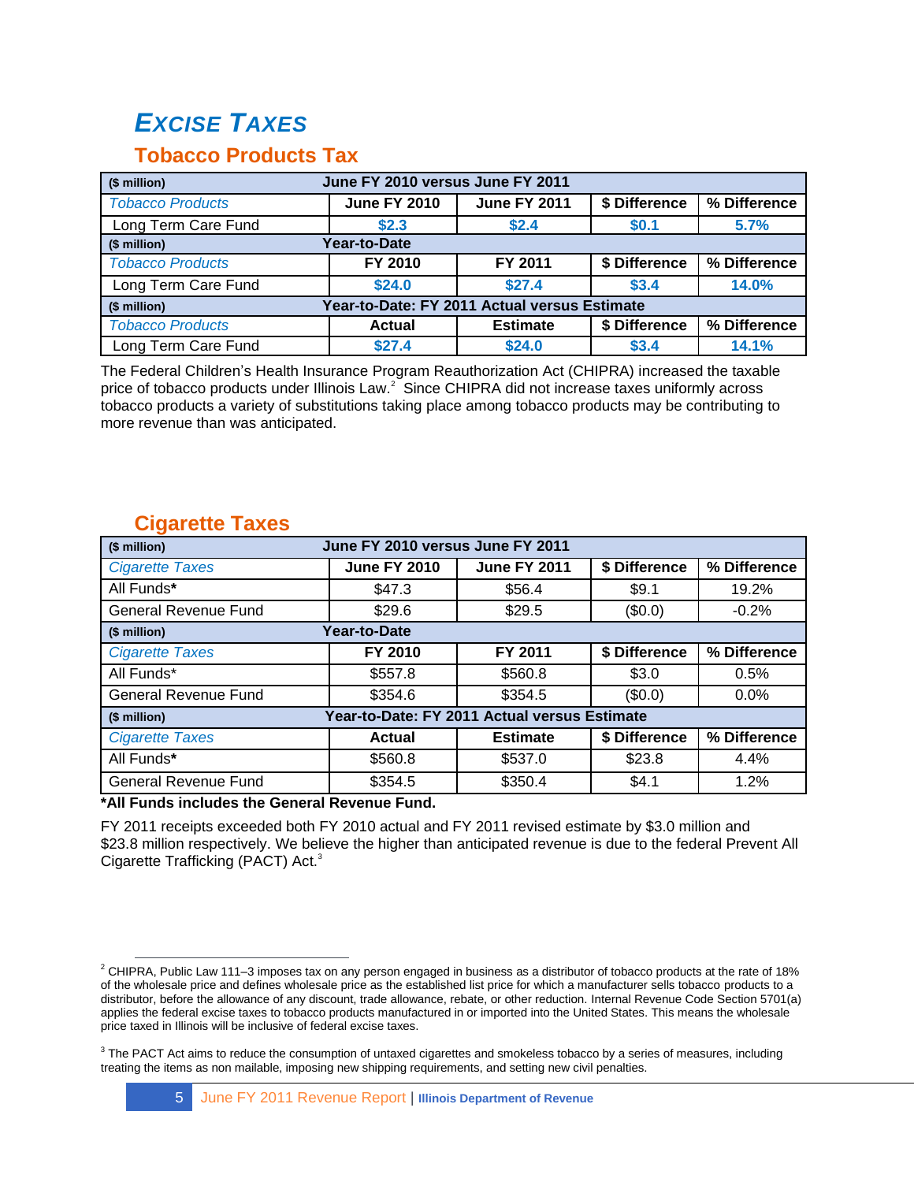# *EXCISE TAXES*

## Tobacco Products Tax

| ($ million) | June FY 2010 versus June FY 2011 | | | |
|---|---|---|---|---|
| *Tobacco Products* | June FY 2010 | June FY 2011 | $ Difference | % Difference |
| Long Term Care Fund | $2.3 | $2.4 | $0.1 | 5.7% |
| ($ million) | Year-to-Date | | | |
| *Tobacco Products* | FY 2010 | FY 2011 | $ Difference | % Difference |
| Long Term Care Fund | $24.0 | $27.4 | $3.4 | 14.0% |
| ($ million) | Year-to-Date: FY 2011 Actual versus Estimate | | | |
| *Tobacco Products* | Actual | Estimate | $ Difference | % Difference |
| Long Term Care Fund | $27.4 | $24.0 | $3.4 | 14.1% |

The Federal Children's Health Insurance Program Reauthorization Act (CHIPRA) increased the taxable price of tobacco products under Illinois Law.[2] Since CHIPRA did not increase taxes uniformly across tobacco products a variety of substitutions taking place among tobacco products may be contributing to more revenue than was anticipated.

## Cigarette Taxes

| ($ million) | June FY 2010 versus June FY 2011 | | | |
|---|---|---|---|---|
| *Cigarette Taxes* | June FY 2010 | June FY 2011 | $ Difference | % Difference |
| All Funds* | $47.3 | $56.4 | $9.1 | 19.2% |
| General Revenue Fund | $29.6 | $29.5 | ($0.0) | -0.2% |
| ($ million) | Year-to-Date | | | |
| *Cigarette Taxes* | FY 2010 | FY 2011 | $ Difference | % Difference |
| All Funds* | $557.8 | $560.8 | $3.0 | 0.5% |
| General Revenue Fund | $354.6 | $354.5 | ($0.0) | 0.0% |
| ($ million) | Year-to-Date: FY 2011 Actual versus Estimate | | | |
| *Cigarette Taxes* | Actual | Estimate | $ Difference | % Difference |
| All Funds* | $560.8 | $537.0 | $23.8 | 4.4% |
| General Revenue Fund | $354.5 | $350.4 | $4.1 | 1.2% |

**\*All Funds includes the General Revenue Fund.**

FY 2011 receipts exceeded both FY 2010 actual and FY 2011 revised estimate by $3.0 million and $23.8 million respectively. We believe the higher than anticipated revenue is due to the federal Prevent All Cigarette Trafficking (PACT) Act.[3]

---

[2] CHIPRA, Public Law 111–3 imposes tax on any person engaged in business as a distributor of tobacco products at the rate of 18% of the wholesale price and defines wholesale price as the established list price for which a manufacturer sells tobacco products to a distributor, before the allowance of any discount, trade allowance, rebate, or other reduction. Internal Revenue Code Section 5701(a) applies the federal excise taxes to tobacco products manufactured in or imported into the United States. This means the wholesale price taxed in Illinois will be inclusive of federal excise taxes.

[3] The PACT Act aims to reduce the consumption of untaxed cigarettes and smokeless tobacco by a series of measures, including treating the items as non mailable, imposing new shipping requirements, and setting new civil penalties.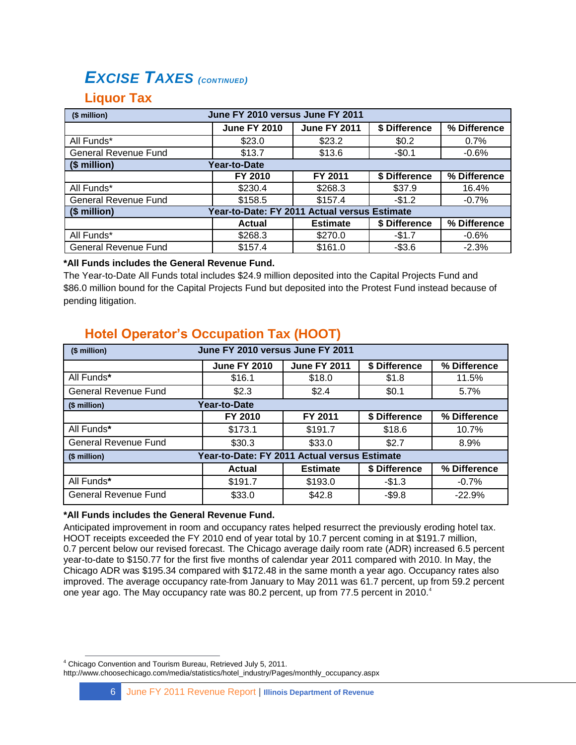## *EXCISE TAXES (CONTINUED)*

### Liquor Tax

| ($ million) | June FY 2010 versus June FY 2011 | | | |
|---|---|---|---|---|
| | June FY 2010 | June FY 2011 | $ Difference | % Difference |
| All Funds* | $23.0 | $23.2 | $0.2 | 0.7% |
| General Revenue Fund | $13.7 | $13.6 | -$0.1 | -0.6% |
| ($ million) | Year-to-Date | | | |
| | FY 2010 | FY 2011 | $ Difference | % Difference |
| All Funds* | $230.4 | $268.3 | $37.9 | 16.4% |
| General Revenue Fund | $158.5 | $157.4 | -$1.2 | -0.7% |
| ($ million) | Year-to-Date: FY 2011 Actual versus Estimate | | | |
| | Actual | Estimate | $ Difference | % Difference |
| All Funds* | $268.3 | $270.0 | -$1.7 | -0.6% |
| General Revenue Fund | $157.4 | $161.0 | -$3.6 | -2.3% |

**\*All Funds includes the General Revenue Fund.**

The Year-to-Date All Funds total includes $24.9 million deposited into the Capital Projects Fund and $86.0 million bound for the Capital Projects Fund but deposited into the Protest Fund instead because of pending litigation.

### Hotel Operator's Occupation Tax (HOOT)

| ($ million) | June FY 2010 versus June FY 2011 | | | |
|---|---|---|---|---|
| | June FY 2010 | June FY 2011 | $ Difference | % Difference |
| All Funds* | $16.1 | $18.0 | $1.8 | 11.5% |
| General Revenue Fund | $2.3 | $2.4 | $0.1 | 5.7% |
| ($ million) | Year-to-Date | | | |
| | FY 2010 | FY 2011 | $ Difference | % Difference |
| All Funds* | $173.1 | $191.7 | $18.6 | 10.7% |
| General Revenue Fund | $30.3 | $33.0 | $2.7 | 8.9% |
| ($ million) | Year-to-Date: FY 2011 Actual versus Estimate | | | |
| | Actual | Estimate | $ Difference | % Difference |
| All Funds* | $191.7 | $193.0 | -$1.3 | -0.7% |
| General Revenue Fund | $33.0 | $42.8 | -$9.8 | -22.9% |

**\*All Funds includes the General Revenue Fund.**

Anticipated improvement in room and occupancy rates helped resurrect the previously eroding hotel tax. HOOT receipts exceeded the FY 2010 end of year total by 10.7 percent coming in at $191.7 million, 0.7 percent below our revised forecast. The Chicago average daily room rate (ADR) increased 6.5 percent year-to-date to $150.77 for the first five months of calendar year 2011 compared with 2010. In May, the Chicago ADR was $195.34 compared with $172.48 in the same month a year ago. Occupancy rates also improved. The average occupancy rate from January to May 2011 was 61.7 percent, up from 59.2 percent one year ago. The May occupancy rate was 80.2 percent, up from 77.5 percent in 2010.[4]

[4] Chicago Convention and Tourism Bureau, Retrieved July 5, 2011. http://www.choosechicago.com/media/statistics/hotel_industry/Pages/monthly_occupancy.aspx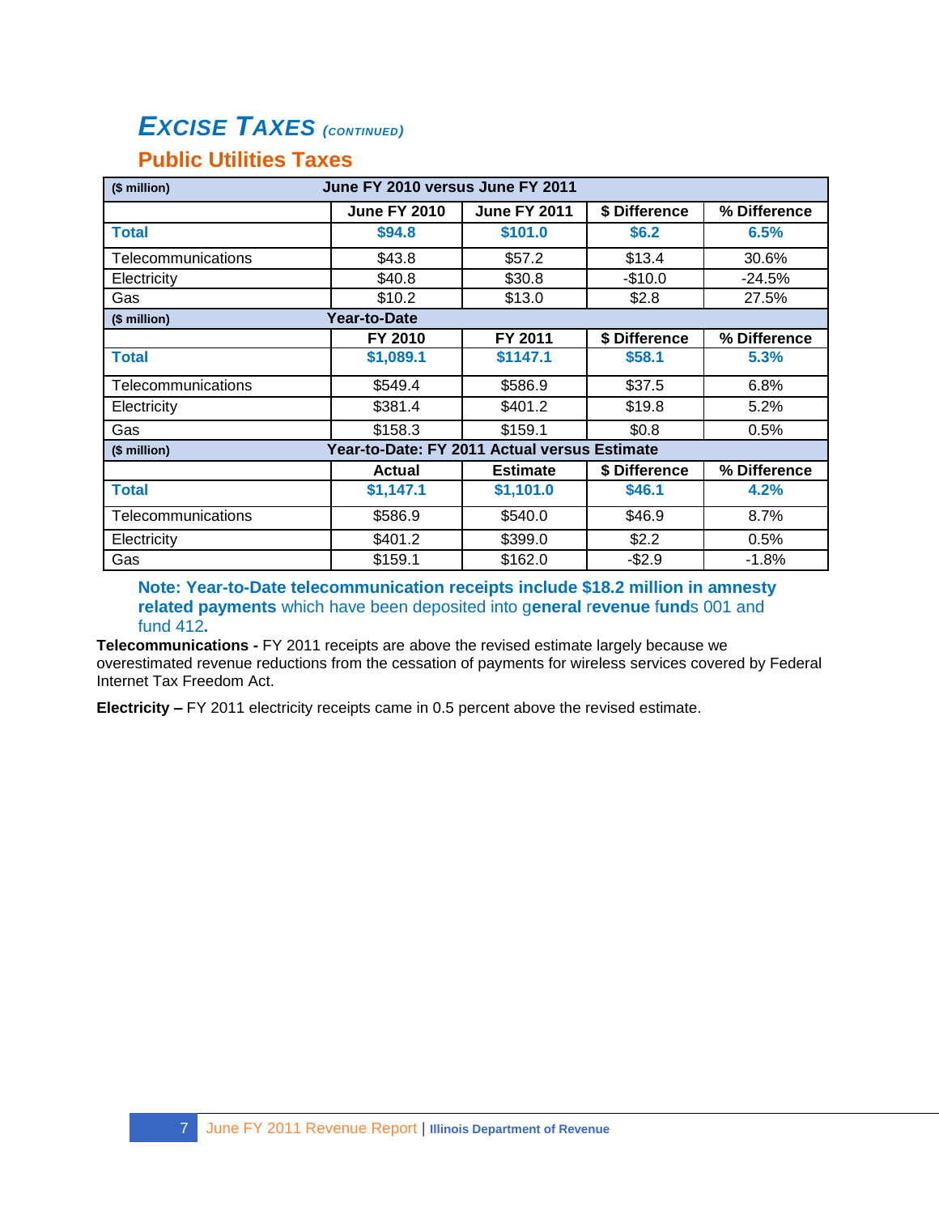## *EXCISE TAXES (CONTINUED)*

### Public Utilities Taxes

| ($ million) | June FY 2010 versus June FY 2011 | | | |
|---|---|---|---|---|
| | June FY 2010 | June FY 2011 | $ Difference | % Difference |
| **Total** | **$94.8** | **$101.0** | **$6.2** | **6.5%** |
| Telecommunications | $43.8 | $57.2 | $13.4 | 30.6% |
| Electricity | $40.8 | $30.8 | -$10.0 | -24.5% |
| Gas | $10.2 | $13.0 | $2.8 | 27.5% |
| **($ million)** | **Year-to-Date** | | | |
| | **FY 2010** | **FY 2011** | **$ Difference** | **% Difference** |
| **Total** | **$1,089.1** | **$1147.1** | **$58.1** | **5.3%** |
| Telecommunications | $549.4 | $586.9 | $37.5 | 6.8% |
| Electricity | $381.4 | $401.2 | $19.8 | 5.2% |
| Gas | $158.3 | $159.1 | $0.8 | 0.5% |
| **($ million)** | **Year-to-Date: FY 2011 Actual versus Estimate** | | | |
| | **Actual** | **Estimate** | **$ Difference** | **% Difference** |
| **Total** | **$1,147.1** | **$1,101.0** | **$46.1** | **4.2%** |
| Telecommunications | $586.9 | $540.0 | $46.9 | 8.7% |
| Electricity | $401.2 | $399.0 | $2.2 | 0.5% |
| Gas | $159.1 | $162.0 | -$2.9 | -1.8% |

**Note: Year-to-Date telecommunication receipts include $18.2 million in amnesty related payments** which have been deposited into g**eneral revenue fund**s 001 and fund 412**.**

**Telecommunications -** FY 2011 receipts are above the revised estimate largely because we overestimated revenue reductions from the cessation of payments for wireless services covered by Federal Internet Tax Freedom Act.

**Electricity –** FY 2011 electricity receipts came in 0.5 percent above the revised estimate.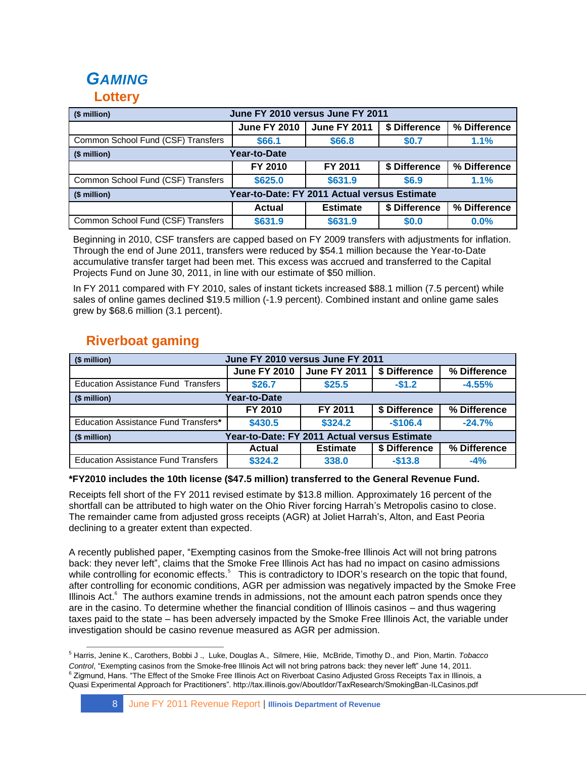# GAMING

## Lottery

| ($ million) | June FY 2010 versus June FY 2011 | | | |
|---|---|---|---|---|
| | June FY 2010 | June FY 2011 | $ Difference | % Difference |
| Common School Fund (CSF) Transfers | $66.1 | $66.8 | $0.7 | 1.1% |
| ($ million) | Year-to-Date | | | |
| | FY 2010 | FY 2011 | $ Difference | % Difference |
| Common School Fund (CSF) Transfers | $625.0 | $631.9 | $6.9 | 1.1% |
| ($ million) | Year-to-Date: FY 2011 Actual versus Estimate | | | |
| | Actual | Estimate | $ Difference | % Difference |
| Common School Fund (CSF) Transfers | $631.9 | $631.9 | $0.0 | 0.0% |

Beginning in 2010, CSF transfers are capped based on FY 2009 transfers with adjustments for inflation. Through the end of June 2011, transfers were reduced by $54.1 million because the Year-to-Date accumulative transfer target had been met. This excess was accrued and transferred to the Capital Projects Fund on June 30, 2011, in line with our estimate of $50 million.

In FY 2011 compared with FY 2010, sales of instant tickets increased $88.1 million (7.5 percent) while sales of online games declined $19.5 million (-1.9 percent). Combined instant and online game sales grew by $68.6 million (3.1 percent).

## Riverboat gaming

| ($ million) | June FY 2010 versus June FY 2011 | | | |
|---|---|---|---|---|
| | June FY 2010 | June FY 2011 | $ Difference | % Difference |
| Education Assistance Fund Transfers | $26.7 | $25.5 | -$1.2 | -4.55% |
| ($ million) | Year-to-Date | | | |
| | FY 2010 | FY 2011 | $ Difference | % Difference |
| Education Assistance Fund Transfers* | $430.5 | $324.2 | -$106.4 | -24.7% |
| ($ million) | Year-to-Date: FY 2011 Actual versus Estimate | | | |
| | Actual | Estimate | $ Difference | % Difference |
| Education Assistance Fund Transfers | $324.2 | 338.0 | -$13.8 | -4% |

**\*FY2010 includes the 10th license ($47.5 million) transferred to the General Revenue Fund.**

Receipts fell short of the FY 2011 revised estimate by $13.8 million. Approximately 16 percent of the shortfall can be attributed to high water on the Ohio River forcing Harrah's Metropolis casino to close. The remainder came from adjusted gross receipts (AGR) at Joliet Harrah's, Alton, and East Peoria declining to a greater extent than expected.

A recently published paper, "Exempting casinos from the Smoke-free Illinois Act will not bring patrons back: they never left", claims that the Smoke Free Illinois Act has had no impact on casino admissions while controlling for economic effects.[5] This is contradictory to IDOR's research on the topic that found, after controlling for economic conditions, AGR per admission was negatively impacted by the Smoke Free Illinois Act.[6] The authors examine trends in admissions, not the amount each patron spends once they are in the casino. To determine whether the financial condition of Illinois casinos – and thus wagering taxes paid to the state – has been adversely impacted by the Smoke Free Illinois Act, the variable under investigation should be casino revenue measured as AGR per admission.

---

[5] Harris, Jenine K., Carothers, Bobbi J ., Luke, Douglas A., Silmere, Hiie, McBride, Timothy D., and Pion, Martin. *Tobacco Control*, "Exempting casinos from the Smoke-free Illinois Act will not bring patrons back: they never left" June 14, 2011.

[6] Zigmund, Hans. "The Effect of the Smoke Free Illinois Act on Riverboat Casino Adjusted Gross Receipts Tax in Illinois, a Quasi Experimental Approach for Practitioners". http://tax.illinois.gov/AboutIdor/TaxResearch/SmokingBan-ILCasinos.pdf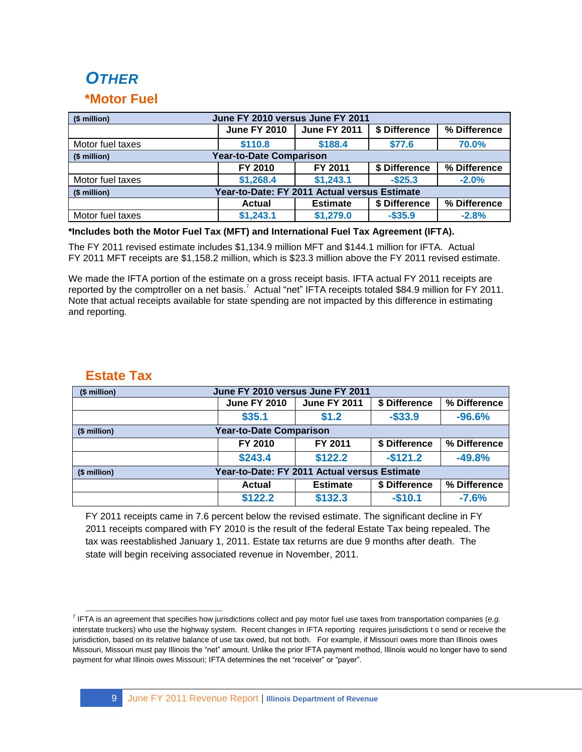# OTHER

## *Motor Fuel

| ($ million) | June FY 2010 versus June FY 2011 | | | |
|---|---|---|---|---|
| | June FY 2010 | June FY 2011 | $ Difference | % Difference |
| Motor fuel taxes | $110.8 | $188.4 | $77.6 | 70.0% |
| **($ million)** | **Year-to-Date Comparison** | | | |
| | FY 2010 | FY 2011 | $ Difference | % Difference |
| Motor fuel taxes | $1,268.4 | $1,243.1 | -$25.3 | -2.0% |
| **($ million)** | **Year-to-Date: FY 2011 Actual versus Estimate** | | | |
| | Actual | Estimate | $ Difference | % Difference |
| Motor fuel taxes | $1,243.1 | $1,279.0 | -$35.9 | -2.8% |

**\*Includes both the Motor Fuel Tax (MFT) and International Fuel Tax Agreement (IFTA).**

The FY 2011 revised estimate includes $1,134.9 million MFT and $144.1 million for IFTA. Actual FY 2011 MFT receipts are $1,158.2 million, which is $23.3 million above the FY 2011 revised estimate.

We made the IFTA portion of the estimate on a gross receipt basis. IFTA actual FY 2011 receipts are reported by the comptroller on a net basis.[7] Actual "net" IFTA receipts totaled $84.9 million for FY 2011. Note that actual receipts available for state spending are not impacted by this difference in estimating and reporting.

## Estate Tax

| ($ million) | June FY 2010 versus June FY 2011 | | | |
|---|---|---|---|---|
| | June FY 2010 | June FY 2011 | $ Difference | % Difference |
| | $35.1 | $1.2 | -$33.9 | -96.6% |
| **($ million)** | **Year-to-Date Comparison** | | | |
| | FY 2010 | FY 2011 | $ Difference | % Difference |
| | $243.4 | $122.2 | -$121.2 | -49.8% |
| **($ million)** | **Year-to-Date: FY 2011 Actual versus Estimate** | | | |
| | Actual | Estimate | $ Difference | % Difference |
| | $122.2 | $132.3 | -$10.1 | -7.6% |

FY 2011 receipts came in 7.6 percent below the revised estimate. The significant decline in FY 2011 receipts compared with FY 2010 is the result of the federal Estate Tax being repealed. The tax was reestablished January 1, 2011. Estate tax returns are due 9 months after death. The state will begin receiving associated revenue in November, 2011.

[7] IFTA is an agreement that specifies how jurisdictions collect and pay motor fuel use taxes from transportation companies (*e.g.* interstate truckers) who use the highway system. Recent changes in IFTA reporting requires jurisdictions t o send or receive the jurisdiction, based on its relative balance of use tax owed, but not both. For example, if Missouri owes more than Illinois owes Missouri, Missouri must pay Illinois the "net" amount. Unlike the prior IFTA payment method, Illinois would no longer have to send payment for what Illinois owes Missouri; IFTA determines the net "receiver" or "payer".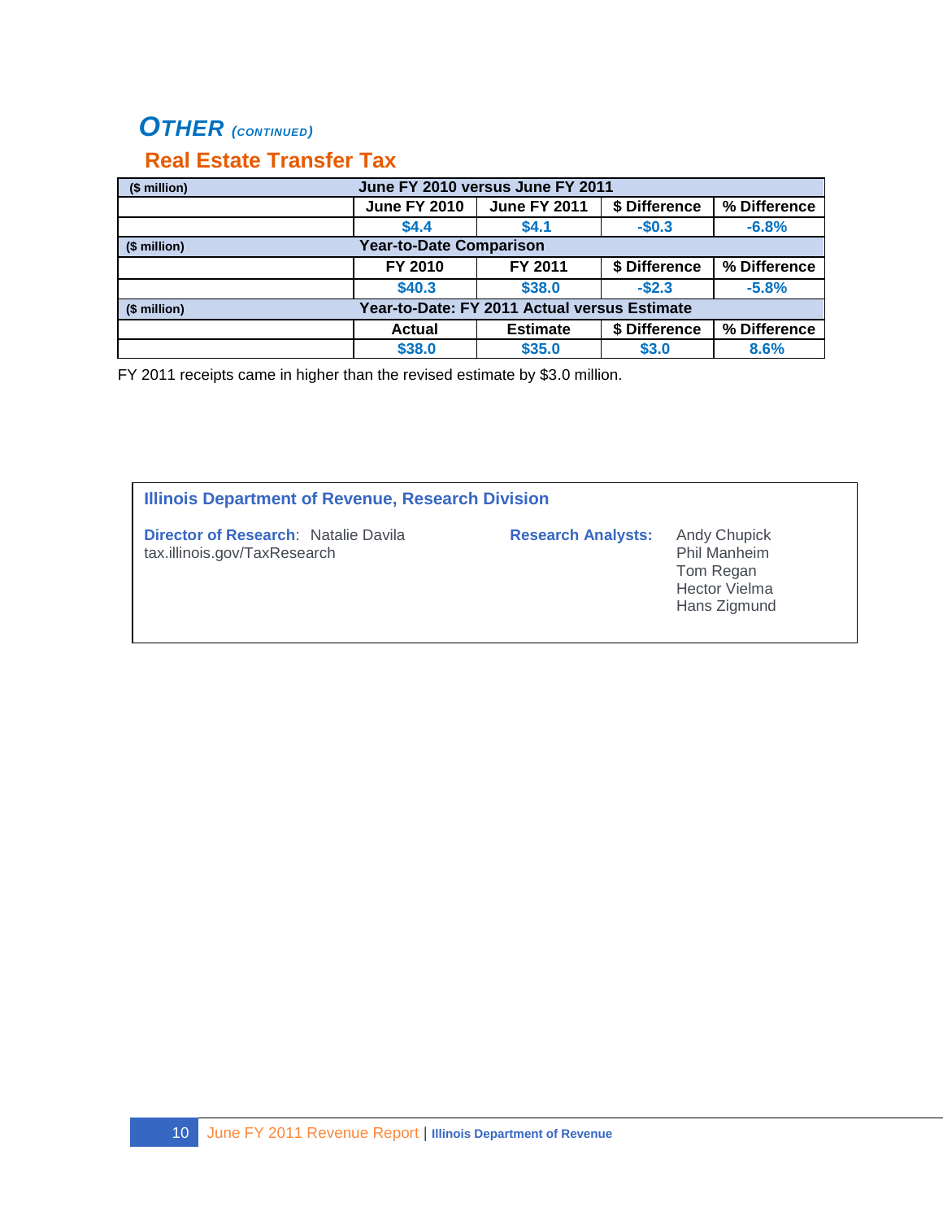## *OTHER* *(CONTINUED)*

### Real Estate Transfer Tax

| ($ million) | June FY 2010 versus June FY 2011 | | | |
|---|---|---|---|---|
| | June FY 2010 | June FY 2011 | $ Difference | % Difference |
| | $4.4 | $4.1 | -$0.3 | -6.8% |
| ($ million) | Year-to-Date Comparison | | | |
| | FY 2010 | FY 2011 | $ Difference | % Difference |
| | $40.3 | $38.0 | -$2.3 | -5.8% |
| ($ million) | Year-to-Date: FY 2011 Actual versus Estimate | | | |
| | Actual | Estimate | $ Difference | % Difference |
| | $38.0 | $35.0 | $3.0 | 8.6% |

FY 2011 receipts came in higher than the revised estimate by $3.0 million.

**Illinois Department of Revenue, Research Division**

**Director of Research**: Natalie Davila
tax.illinois.gov/TaxResearch

**Research Analysts:**
Andy Chupick
Phil Manheim
Tom Regan
Hector Vielma
Hans Zigmund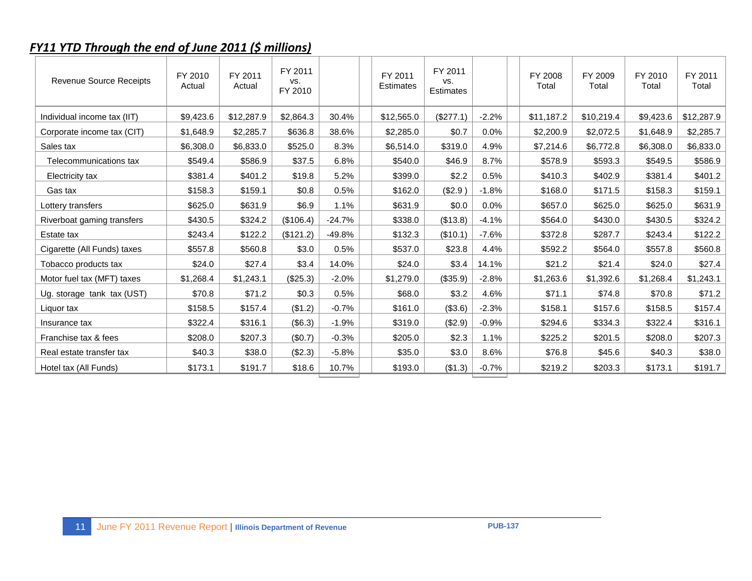***FY11 YTD Through the end of June 2011 ($ millions)***

| Revenue Source Receipts | FY 2010 Actual | FY 2011 Actual | FY 2011 vs. FY 2010 | | | FY 2011 Estimates | FY 2011 vs. Estimates | | | FY 2008 Total | FY 2009 Total | FY 2010 Total | FY 2011 Total |
|---|---|---|---|---|---|---|---|---|---|---|---|---|---|
| Individual income tax (IIT) | $9,423.6 | $12,287.9 | $2,864.3 | 30.4% | | $12,565.0 | ($277.1) | -2.2% | | $11,187.2 | $10,219.4 | $9,423.6 | $12,287.9 |
| Corporate income tax (CIT) | $1,648.9 | $2,285.7 | $636.8 | 38.6% | | $2,285.0 | $0.7 | 0.0% | | $2,200.9 | $2,072.5 | $1,648.9 | $2,285.7 |
| Sales tax | $6,308.0 | $6,833.0 | $525.0 | 8.3% | | $6,514.0 | $319.0 | 4.9% | | $7,214.6 | $6,772.8 | $6,308.0 | $6,833.0 |
| Telecommunications tax | $549.4 | $586.9 | $37.5 | 6.8% | | $540.0 | $46.9 | 8.7% | | $578.9 | $593.3 | $549.5 | $586.9 |
| Electricity tax | $381.4 | $401.2 | $19.8 | 5.2% | | $399.0 | $2.2 | 0.5% | | $410.3 | $402.9 | $381.4 | $401.2 |
| Gas tax | $158.3 | $159.1 | $0.8 | 0.5% | | $162.0 | ($2.9 ) | -1.8% | | $168.0 | $171.5 | $158.3 | $159.1 |
| Lottery transfers | $625.0 | $631.9 | $6.9 | 1.1% | | $631.9 | $0.0 | 0.0% | | $657.0 | $625.0 | $625.0 | $631.9 |
| Riverboat gaming transfers | $430.5 | $324.2 | ($106.4) | -24.7% | | $338.0 | ($13.8) | -4.1% | | $564.0 | $430.0 | $430.5 | $324.2 |
| Estate tax | $243.4 | $122.2 | ($121.2) | -49.8% | | $132.3 | ($10.1) | -7.6% | | $372.8 | $287.7 | $243.4 | $122.2 |
| Cigarette (All Funds) taxes | $557.8 | $560.8 | $3.0 | 0.5% | | $537.0 | $23.8 | 4.4% | | $592.2 | $564.0 | $557.8 | $560.8 |
| Tobacco products tax | $24.0 | $27.4 | $3.4 | 14.0% | | $24.0 | $3.4 | 14.1% | | $21.2 | $21.4 | $24.0 | $27.4 |
| Motor fuel tax (MFT) taxes | $1,268.4 | $1,243.1 | ($25.3) | -2.0% | | $1,279.0 | ($35.9) | -2.8% | | $1,263.6 | $1,392.6 | $1,268.4 | $1,243.1 |
| Ug. storage tank tax (UST) | $70.8 | $71.2 | $0.3 | 0.5% | | $68.0 | $3.2 | 4.6% | | $71.1 | $74.8 | $70.8 | $71.2 |
| Liquor tax | $158.5 | $157.4 | ($1.2) | -0.7% | | $161.0 | ($3.6) | -2.3% | | $158.1 | $157.6 | $158.5 | $157.4 |
| Insurance tax | $322.4 | $316.1 | ($6.3) | -1.9% | | $319.0 | ($2.9) | -0.9% | | $294.6 | $334.3 | $322.4 | $316.1 |
| Franchise tax & fees | $208.0 | $207.3 | ($0.7) | -0.3% | | $205.0 | $2.3 | 1.1% | | $225.2 | $201.5 | $208.0 | $207.3 |
| Real estate transfer tax | $40.3 | $38.0 | ($2.3) | -5.8% | | $35.0 | $3.0 | 8.6% | | $76.8 | $45.6 | $40.3 | $38.0 |
| Hotel tax (All Funds) | $173.1 | $191.7 | $18.6 | 10.7% | | $193.0 | ($1.3) | -0.7% | | $219.2 | $203.3 | $173.1 | $191.7 |